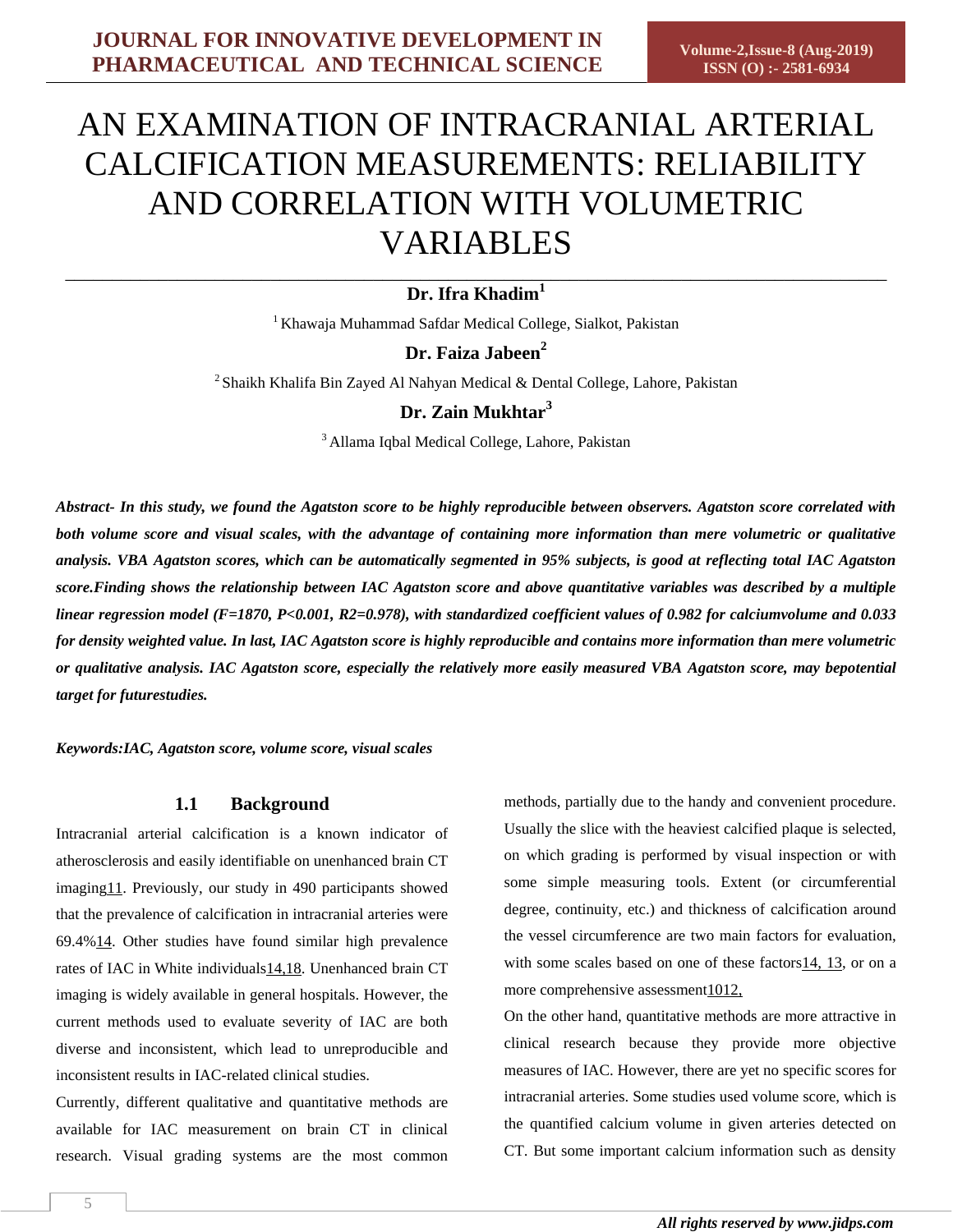# AN EXAMINATION OF INTRACRANIAL ARTERIAL CALCIFICATION MEASUREMENTS: RELIABILITY AND CORRELATION WITH VOLUMETRIC VARIABLES

**Dr. Ifra Khadim**[1]

[1] Khawaja Muhammad Safdar Medical College, Sialkot, Pakistan

**Dr. Faiza Jabeen**[2]

[2] Shaikh Khalifa Bin Zayed Al Nahyan Medical & Dental College, Lahore, Pakistan

**Dr. Zain Mukhtar**[3]

[3] Allama Iqbal Medical College, Lahore, Pakistan

***Abstract-** In this study, we found the Agatston score to be highly reproducible between observers. Agatston score correlated with both volume score and visual scales, with the advantage of containing more information than mere volumetric or qualitative analysis. VBA Agatston scores, which can be automatically segmented in 95% subjects, is good at reflecting total IAC Agatston score.Finding shows the relationship between IAC Agatston score and above quantitative variables was described by a multiple linear regression model (F=1870, P<0.001, R2=0.978), with standardized coefficient values of 0.982 for calciumvolume and 0.033 for density weighted value. In last, IAC Agatston score is highly reproducible and contains more information than mere volumetric or qualitative analysis. IAC Agatston score, especially the relatively more easily measured VBA Agatston score, may bepotential target for futurestudies.*

***Keywords:**IAC, Agatston score, volume score, visual scales*

### 1.1 Background

Intracranial arterial calcification is a known indicator of atherosclerosis and easily identifiable on unenhanced brain CT imaging11. Previously, our study in 490 participants showed that the prevalence of calcification in intracranial arteries were 69.4%14. Other studies have found similar high prevalence rates of IAC in White individuals14,18. Unenhanced brain CT imaging is widely available in general hospitals. However, the current methods used to evaluate severity of IAC are both diverse and inconsistent, which lead to unreproducible and inconsistent results in IAC-related clinical studies.

Currently, different qualitative and quantitative methods are available for IAC measurement on brain CT in clinical research. Visual grading systems are the most common methods, partially due to the handy and convenient procedure. Usually the slice with the heaviest calcified plaque is selected, on which grading is performed by visual inspection or with some simple measuring tools. Extent (or circumferential degree, continuity, etc.) and thickness of calcification around the vessel circumference are two main factors for evaluation, with some scales based on one of these factors14, 13, or on a more comprehensive assessment1012,

On the other hand, quantitative methods are more attractive in clinical research because they provide more objective measures of IAC. However, there are yet no specific scores for intracranial arteries. Some studies used volume score, which is the quantified calcium volume in given arteries detected on CT. But some important calcium information such as density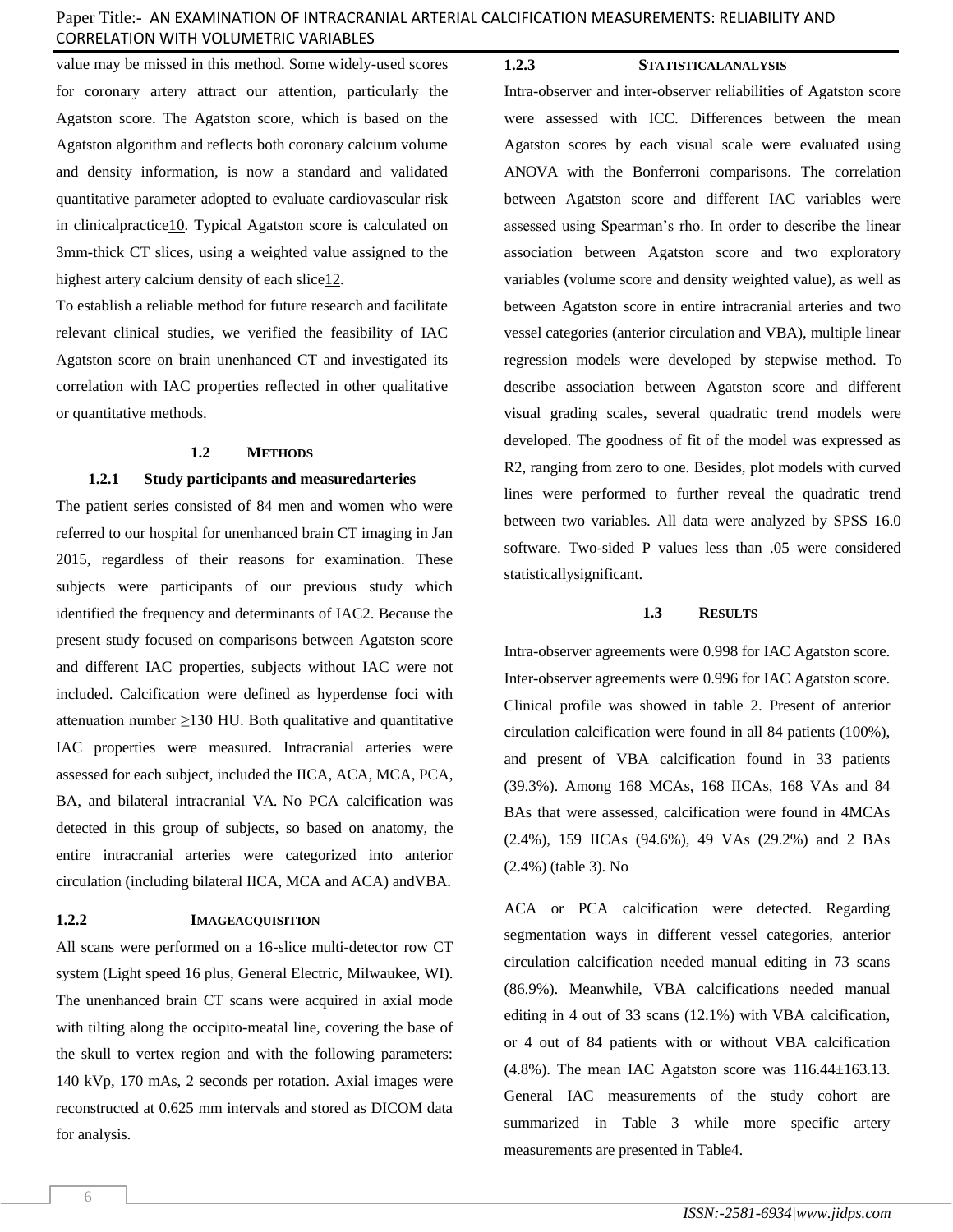value may be missed in this method. Some widely-used scores for coronary artery attract our attention, particularly the Agatston score. The Agatston score, which is based on the Agatston algorithm and reflects both coronary calcium volume and density information, is now a standard and validated quantitative parameter adopted to evaluate cardiovascular risk in clinicalpractice10. Typical Agatston score is calculated on 3mm-thick CT slices, using a weighted value assigned to the highest artery calcium density of each slice12.

To establish a reliable method for future research and facilitate relevant clinical studies, we verified the feasibility of IAC Agatston score on brain unenhanced CT and investigated its correlation with IAC properties reflected in other qualitative or quantitative methods.

## 1.2 METHODS

### 1.2.1 Study participants and measuredarteries

The patient series consisted of 84 men and women who were referred to our hospital for unenhanced brain CT imaging in Jan 2015, regardless of their reasons for examination. These subjects were participants of our previous study which identified the frequency and determinants of IAC2. Because the present study focused on comparisons between Agatston score and different IAC properties, subjects without IAC were not included. Calcification were defined as hyperdense foci with attenuation number ≥130 HU. Both qualitative and quantitative IAC properties were measured. Intracranial arteries were assessed for each subject, included the IICA, ACA, MCA, PCA, BA, and bilateral intracranial VA. No PCA calcification was detected in this group of subjects, so based on anatomy, the entire intracranial arteries were categorized into anterior circulation (including bilateral IICA, MCA and ACA) andVBA.

### 1.2.2 IMAGEACQUISITION

All scans were performed on a 16-slice multi-detector row CT system (Light speed 16 plus, General Electric, Milwaukee, WI). The unenhanced brain CT scans were acquired in axial mode with tilting along the occipito-meatal line, covering the base of the skull to vertex region and with the following parameters: 140 kVp, 170 mAs, 2 seconds per rotation. Axial images were reconstructed at 0.625 mm intervals and stored as DICOM data for analysis.

### 1.2.3 STATISTICALANALYSIS

Intra-observer and inter-observer reliabilities of Agatston score were assessed with ICC. Differences between the mean Agatston scores by each visual scale were evaluated using ANOVA with the Bonferroni comparisons. The correlation between Agatston score and different IAC variables were assessed using Spearman's rho. In order to describe the linear association between Agatston score and two exploratory variables (volume score and density weighted value), as well as between Agatston score in entire intracranial arteries and two vessel categories (anterior circulation and VBA), multiple linear regression models were developed by stepwise method. To describe association between Agatston score and different visual grading scales, several quadratic trend models were developed. The goodness of fit of the model was expressed as R2, ranging from zero to one. Besides, plot models with curved lines were performed to further reveal the quadratic trend between two variables. All data were analyzed by SPSS 16.0 software. Two-sided P values less than .05 were considered statisticallysignificant.

## 1.3 RESULTS

Intra-observer agreements were 0.998 for IAC Agatston score. Inter-observer agreements were 0.996 for IAC Agatston score. Clinical profile was showed in table 2. Present of anterior circulation calcification were found in all 84 patients (100%), and present of VBA calcification found in 33 patients (39.3%). Among 168 MCAs, 168 IICAs, 168 VAs and 84 BAs that were assessed, calcification were found in 4MCAs (2.4%), 159 IICAs (94.6%), 49 VAs (29.2%) and 2 BAs (2.4%) (table 3). No

ACA or PCA calcification were detected. Regarding segmentation ways in different vessel categories, anterior circulation calcification needed manual editing in 73 scans (86.9%). Meanwhile, VBA calcifications needed manual editing in 4 out of 33 scans (12.1%) with VBA calcification, or 4 out of 84 patients with or without VBA calcification (4.8%). The mean IAC Agatston score was 116.44±163.13. General IAC measurements of the study cohort are summarized in Table 3 while more specific artery measurements are presented in Table4.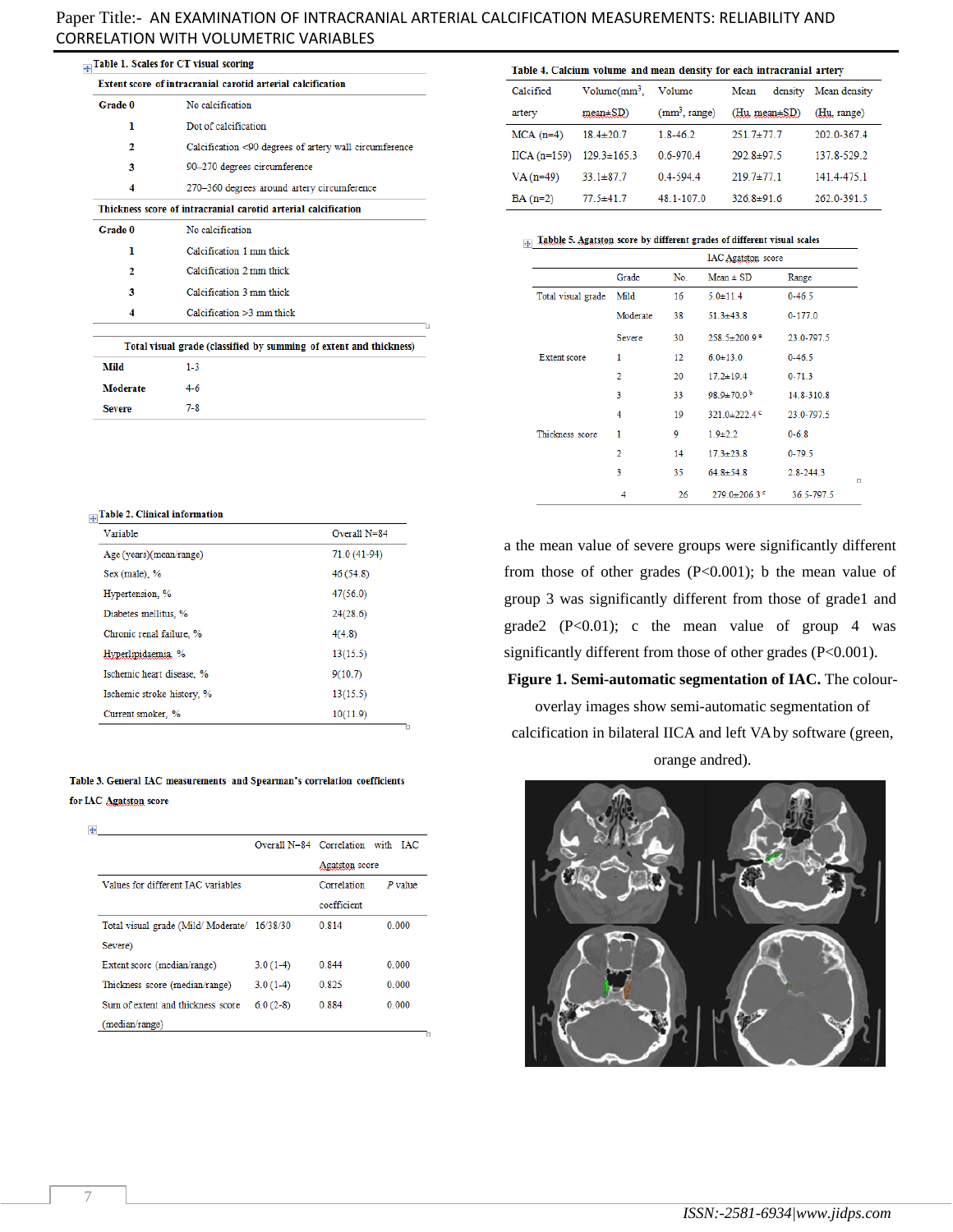**Table 1. Scales for CT visual scoring**

| Extent score of intracranial carotid arterial calcification | |
|---|---|
| Grade 0 | No calcification |
| 1 | Dot of calcification |
| 2 | Calcification <90 degrees of artery wall circumference |
| 3 | 90–270 degrees circumference |
| 4 | 270–360 degrees around artery circumference |
| **Thickness score of intracranial carotid arterial calcification** | |
| Grade 0 | No calcification |
| 1 | Calcification 1 mm thick |
| 2 | Calcification 2 mm thick |
| 3 | Calcification 3 mm thick |
| 4 | Calcification >3 mm thick |

| Total visual grade (classified by summing of extent and thickness) | |
|---|---|
| Mild | 1-3 |
| Moderate | 4-6 |
| Severe | 7-8 |

**Table 2. Clinical information**

| Variable | Overall N=84 |
|---|---|
| Age (years)(mean/range) | 71.0 (41-94) |
| Sex (male), % | 46 (54.8) |
| Hypertension, % | 47(56.0) |
| Diabetes mellitus, % | 24(28.6) |
| Chronic renal failure, % | 4(4.8) |
| Hyperlipidaemia, % | 13(15.5) |
| Ischemic heart disease, % | 9(10.7) |
| Ischemic stroke history, % | 13(15.5) |
| Current smoker, % | 10(11.9) |

**Table 3. General IAC measurements and Spearman's correlation coefficients for IAC Agatston score**

| Values for different IAC variables | Overall N=84 | Correlation with IAC Agatston score: Correlation coefficient | *P* value |
|---|---|---|---|
| Total visual grade (Mild/ Moderate/ Severe) | 16/38/30 | 0.814 | 0.000 |
| Extent score (median/range) | 3.0 (1-4) | 0.844 | 0.000 |
| Thickness score (median/range) | 3.0 (1-4) | 0.825 | 0.000 |
| Sum of extent and thickness score (median/range) | 6.0 (2-8) | 0.884 | 0.000 |

**Table 4. Calcium volume and mean density for each intracranial artery**

| Calcified artery | Volume($mm^3$, mean±SD) | Volume ($mm^3$, range) | Mean density (Hu, mean±SD) | Mean density (Hu, range) |
|---|---|---|---|---|
| MCA (n=4) | 18.4±20.7 | 1.8-46.2 | 251.7±77.7 | 202.0-367.4 |
| IICA (n=159) | 129.3±165.3 | 0.6-970.4 | 292.8±97.5 | 137.8-529.2 |
| VA (n=49) | 33.1±87.7 | 0.4-594.4 | 219.7±77.1 | 141.4-475.1 |
| BA (n=2) | 77.5±41.7 | 48.1-107.0 | 326.8±91.6 | 262.0-391.5 |

**Tabble 5. Agatston score by different grades of different visual scales**

| | Grade | No. | IAC Agatston score: Mean ± SD | Range |
|---|---|---|---|---|
| Total visual grade | Mild | 16 | 5.0±11.4 | 0-46.5 |
| | Moderate | 38 | 51.3±43.8 | 0-177.0 |
| | Severe | 30 | 258.5±200.9 [a] | 23.0-797.5 |
| Extent score | 1 | 12 | 6.0±13.0 | 0-46.5 |
| | 2 | 20 | 17.2±19.4 | 0-71.3 |
| | 3 | 33 | 98.9±70.9 [b] | 14.8-310.8 |
| | 4 | 19 | 321.0±222.4 [c] | 23.0-797.5 |
| Thickness score | 1 | 9 | 1.9±2.2 | 0-6.8 |
| | 2 | 14 | 17.3±23.8 | 0-79.5 |
| | 3 | 35 | 64.8±54.8 | 2.8-244.3 |
| | 4 | 26 | 279.0±206.3 [c] | 36.5-797.5 |

a the mean value of severe groups were significantly different from those of other grades (P<0.001); b the mean value of group 3 was significantly different from those of grade1 and grade2 (P<0.01); c the mean value of group 4 was significantly different from those of other grades (P<0.001).

**Figure 1. Semi-automatic segmentation of IAC.** The colour-overlay images show semi-automatic segmentation of calcification in bilateral IICA and left VA by software (green, orange andred).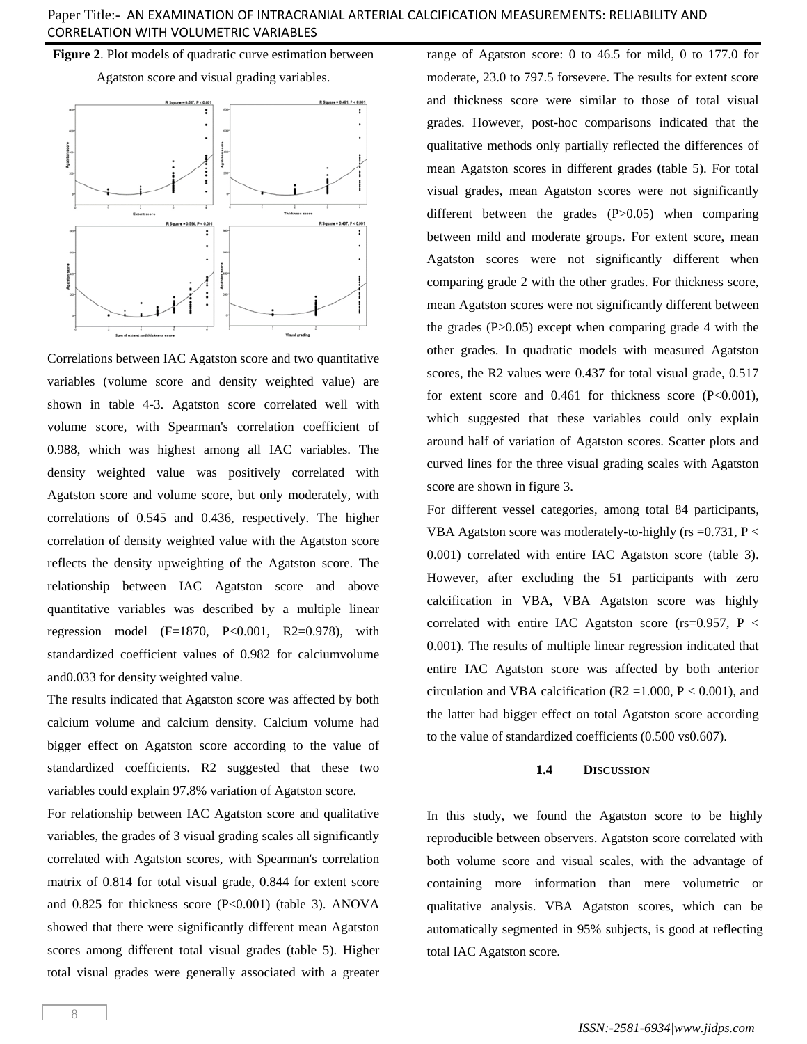**Figure 2**. Plot models of quadratic curve estimation between Agatston score and visual grading variables.

Correlations between IAC Agatston score and two quantitative variables (volume score and density weighted value) are shown in table 4-3. Agatston score correlated well with volume score, with Spearman's correlation coefficient of 0.988, which was highest among all IAC variables. The density weighted value was positively correlated with Agatston score and volume score, but only moderately, with correlations of 0.545 and 0.436, respectively. The higher correlation of density weighted value with the Agatston score reflects the density upweighting of the Agatston score. The relationship between IAC Agatston score and above quantitative variables was described by a multiple linear regression model (F=1870, P<0.001, R2=0.978), with standardized coefficient values of 0.982 for calciumvolume and0.033 for density weighted value.

The results indicated that Agatston score was affected by both calcium volume and calcium density. Calcium volume had bigger effect on Agatston score according to the value of standardized coefficients. R2 suggested that these two variables could explain 97.8% variation of Agatston score.

For relationship between IAC Agatston score and qualitative variables, the grades of 3 visual grading scales all significantly correlated with Agatston scores, with Spearman's correlation matrix of 0.814 for total visual grade, 0.844 for extent score and 0.825 for thickness score (P<0.001) (table 3). ANOVA showed that there were significantly different mean Agatston scores among different total visual grades (table 5). Higher total visual grades were generally associated with a greater range of Agatston score: 0 to 46.5 for mild, 0 to 177.0 for moderate, 23.0 to 797.5 forsevere. The results for extent score and thickness score were similar to those of total visual grades. However, post-hoc comparisons indicated that the qualitative methods only partially reflected the differences of mean Agatston scores in different grades (table 5). For total visual grades, mean Agatston scores were not significantly different between the grades (P>0.05) when comparing between mild and moderate groups. For extent score, mean Agatston scores were not significantly different when comparing grade 2 with the other grades. For thickness score, mean Agatston scores were not significantly different between the grades (P>0.05) except when comparing grade 4 with the other grades. In quadratic models with measured Agatston scores, the R2 values were 0.437 for total visual grade, 0.517 for extent score and 0.461 for thickness score (P<0.001), which suggested that these variables could only explain around half of variation of Agatston scores. Scatter plots and curved lines for the three visual grading scales with Agatston score are shown in figure 3.

For different vessel categories, among total 84 participants, VBA Agatston score was moderately-to-highly (rs =0.731, P < 0.001) correlated with entire IAC Agatston score (table 3). However, after excluding the 51 participants with zero calcification in VBA, VBA Agatston score was highly correlated with entire IAC Agatston score (rs=0.957, P < 0.001). The results of multiple linear regression indicated that entire IAC Agatston score was affected by both anterior circulation and VBA calcification (R2 =1.000, P < 0.001), and the latter had bigger effect on total Agatston score according to the value of standardized coefficients (0.500 vs0.607).

## 1.4 DISCUSSION

In this study, we found the Agatston score to be highly reproducible between observers. Agatston score correlated with both volume score and visual scales, with the advantage of containing more information than mere volumetric or qualitative analysis. VBA Agatston scores, which can be automatically segmented in 95% subjects, is good at reflecting total IAC Agatston score.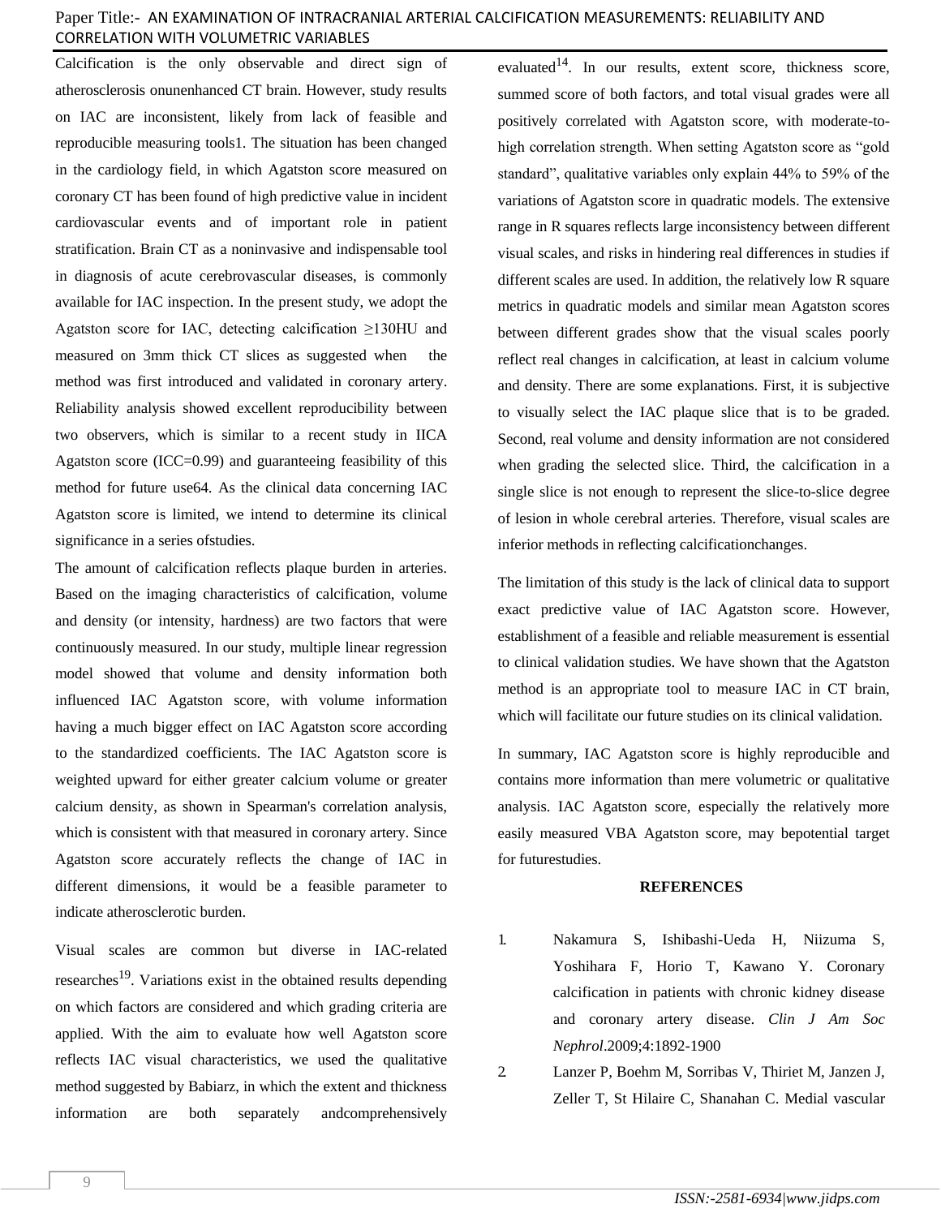Calcification is the only observable and direct sign of atherosclerosis onunenhanced CT brain. However, study results on IAC are inconsistent, likely from lack of feasible and reproducible measuring tools1. The situation has been changed in the cardiology field, in which Agatston score measured on coronary CT has been found of high predictive value in incident cardiovascular events and of important role in patient stratification. Brain CT as a noninvasive and indispensable tool in diagnosis of acute cerebrovascular diseases, is commonly available for IAC inspection. In the present study, we adopt the Agatston score for IAC, detecting calcification ≥130HU and measured on 3mm thick CT slices as suggested when the method was first introduced and validated in coronary artery. Reliability analysis showed excellent reproducibility between two observers, which is similar to a recent study in IICA Agatston score (ICC=0.99) and guaranteeing feasibility of this method for future use64. As the clinical data concerning IAC Agatston score is limited, we intend to determine its clinical significance in a series ofstudies.

The amount of calcification reflects plaque burden in arteries. Based on the imaging characteristics of calcification, volume and density (or intensity, hardness) are two factors that were continuously measured. In our study, multiple linear regression model showed that volume and density information both influenced IAC Agatston score, with volume information having a much bigger effect on IAC Agatston score according to the standardized coefficients. The IAC Agatston score is weighted upward for either greater calcium volume or greater calcium density, as shown in Spearman's correlation analysis, which is consistent with that measured in coronary artery. Since Agatston score accurately reflects the change of IAC in different dimensions, it would be a feasible parameter to indicate atherosclerotic burden.

Visual scales are common but diverse in IAC-related researches[19]. Variations exist in the obtained results depending on which factors are considered and which grading criteria are applied. With the aim to evaluate how well Agatston score reflects IAC visual characteristics, we used the qualitative method suggested by Babiarz, in which the extent and thickness information are both separately andcomprehensively evaluated[14]. In our results, extent score, thickness score, summed score of both factors, and total visual grades were all positively correlated with Agatston score, with moderate-to-high correlation strength. When setting Agatston score as "gold standard", qualitative variables only explain 44% to 59% of the variations of Agatston score in quadratic models. The extensive range in R squares reflects large inconsistency between different visual scales, and risks in hindering real differences in studies if different scales are used. In addition, the relatively low R square metrics in quadratic models and similar mean Agatston scores between different grades show that the visual scales poorly reflect real changes in calcification, at least in calcium volume and density. There are some explanations. First, it is subjective to visually select the IAC plaque slice that is to be graded. Second, real volume and density information are not considered when grading the selected slice. Third, the calcification in a single slice is not enough to represent the slice-to-slice degree of lesion in whole cerebral arteries. Therefore, visual scales are inferior methods in reflecting calcificationchanges.

The limitation of this study is the lack of clinical data to support exact predictive value of IAC Agatston score. However, establishment of a feasible and reliable measurement is essential to clinical validation studies. We have shown that the Agatston method is an appropriate tool to measure IAC in CT brain, which will facilitate our future studies on its clinical validation.

In summary, IAC Agatston score is highly reproducible and contains more information than mere volumetric or qualitative analysis. IAC Agatston score, especially the relatively more easily measured VBA Agatston score, may bepotential target for futurestudies.

## REFERENCES

1. Nakamura S, Ishibashi-Ueda H, Niizuma S, Yoshihara F, Horio T, Kawano Y. Coronary calcification in patients with chronic kidney disease and coronary artery disease. *Clin J Am Soc Nephrol*.2009;4:1892-1900
2. Lanzer P, Boehm M, Sorribas V, Thiriet M, Janzen J, Zeller T, St Hilaire C, Shanahan C. Medial vascular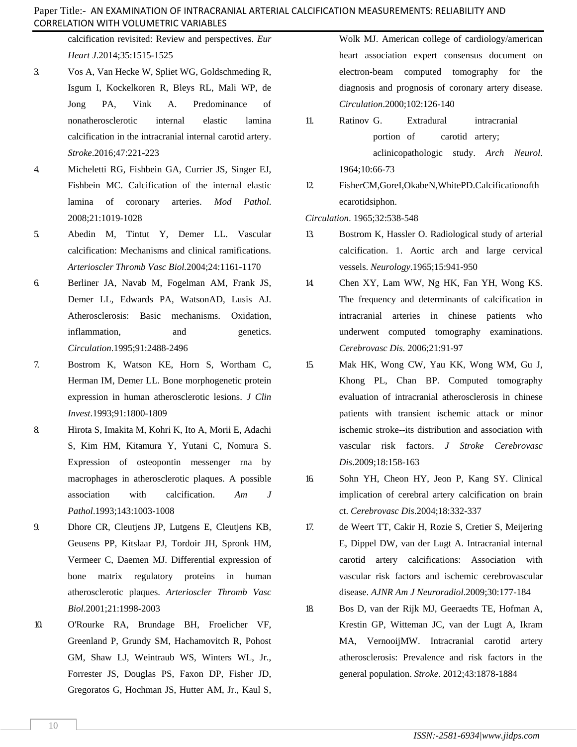calcification revisited: Review and perspectives. *Eur Heart J*.2014;35:1515-1525

3. Vos A, Van Hecke W, Spliet WG, Goldschmeding R, Isgum I, Kockelkoren R, Bleys RL, Mali WP, de Jong PA, Vink A. Predominance of nonatherosclerotic internal elastic lamina calcification in the intracranial internal carotid artery. *Stroke*.2016;47:221-223
4. Micheletti RG, Fishbein GA, Currier JS, Singer EJ, Fishbein MC. Calcification of the internal elastic lamina of coronary arteries. *Mod Pathol*. 2008;21:1019-1028
5. Abedin M, Tintut Y, Demer LL. Vascular calcification: Mechanisms and clinical ramifications. *Arterioscler Thromb Vasc Biol*.2004;24:1161-1170
6. Berliner JA, Navab M, Fogelman AM, Frank JS, Demer LL, Edwards PA, WatsonAD, Lusis AJ. Atherosclerosis: Basic mechanisms. Oxidation, inflammation, and genetics. *Circulation*.1995;91:2488-2496
7. Bostrom K, Watson KE, Horn S, Wortham C, Herman IM, Demer LL. Bone morphogenetic protein expression in human atherosclerotic lesions. *J Clin Invest*.1993;91:1800-1809
8. Hirota S, Imakita M, Kohri K, Ito A, Morii E, Adachi S, Kim HM, Kitamura Y, Yutani C, Nomura S. Expression of osteopontin messenger rna by macrophages in atherosclerotic plaques. A possible association with calcification. *Am J Pathol*.1993;143:1003-1008
9. Dhore CR, Cleutjens JP, Lutgens E, Cleutjens KB, Geusens PP, Kitslaar PJ, Tordoir JH, Spronk HM, Vermeer C, Daemen MJ. Differential expression of bone matrix regulatory proteins in human atherosclerotic plaques. *Arterioscler Thromb Vasc Biol*.2001;21:1998-2003
10. O'Rourke RA, Brundage BH, Froelicher VF, Greenland P, Grundy SM, Hachamovitch R, Pohost GM, Shaw LJ, Weintraub WS, Winters WL, Jr., Forrester JS, Douglas PS, Faxon DP, Fisher JD, Gregoratos G, Hochman JS, Hutter AM, Jr., Kaul S, Wolk MJ. American college of cardiology/american heart association expert consensus document on electron-beam computed tomography for the diagnosis and prognosis of coronary artery disease. *Circulation*.2000;102:126-140
11. Ratinov G. Extradural intracranial portion of carotid artery; aclinicopathologic study. *Arch Neurol*. 1964;10:66-73
12. FisherCM,GoreI,OkabeN,WhitePD.Calcificationofthecarotidsiphon. *Circulation*. 1965;32:538-548
13. Bostrom K, Hassler O. Radiological study of arterial calcification. 1. Aortic arch and large cervical vessels. *Neurology*.1965;15:941-950
14. Chen XY, Lam WW, Ng HK, Fan YH, Wong KS. The frequency and determinants of calcification in intracranial arteries in chinese patients who underwent computed tomography examinations. *Cerebrovasc Dis*. 2006;21:91-97
15. Mak HK, Wong CW, Yau KK, Wong WM, Gu J, Khong PL, Chan BP. Computed tomography evaluation of intracranial atherosclerosis in chinese patients with transient ischemic attack or minor ischemic stroke--its distribution and association with vascular risk factors. *J Stroke Cerebrovasc Dis*.2009;18:158-163
16. Sohn YH, Cheon HY, Jeon P, Kang SY. Clinical implication of cerebral artery calcification on brain ct. *Cerebrovasc Dis*.2004;18:332-337
17. de Weert TT, Cakir H, Rozie S, Cretier S, Meijering E, Dippel DW, van der Lugt A. Intracranial internal carotid artery calcifications: Association with vascular risk factors and ischemic cerebrovascular disease. *AJNR Am J Neuroradiol*.2009;30:177-184
18. Bos D, van der Rijk MJ, Geeraedts TE, Hofman A, Krestin GP, Witteman JC, van der Lugt A, Ikram MA, VernooijMW. Intracranial carotid artery atherosclerosis: Prevalence and risk factors in the general population. *Stroke*. 2012;43:1878-1884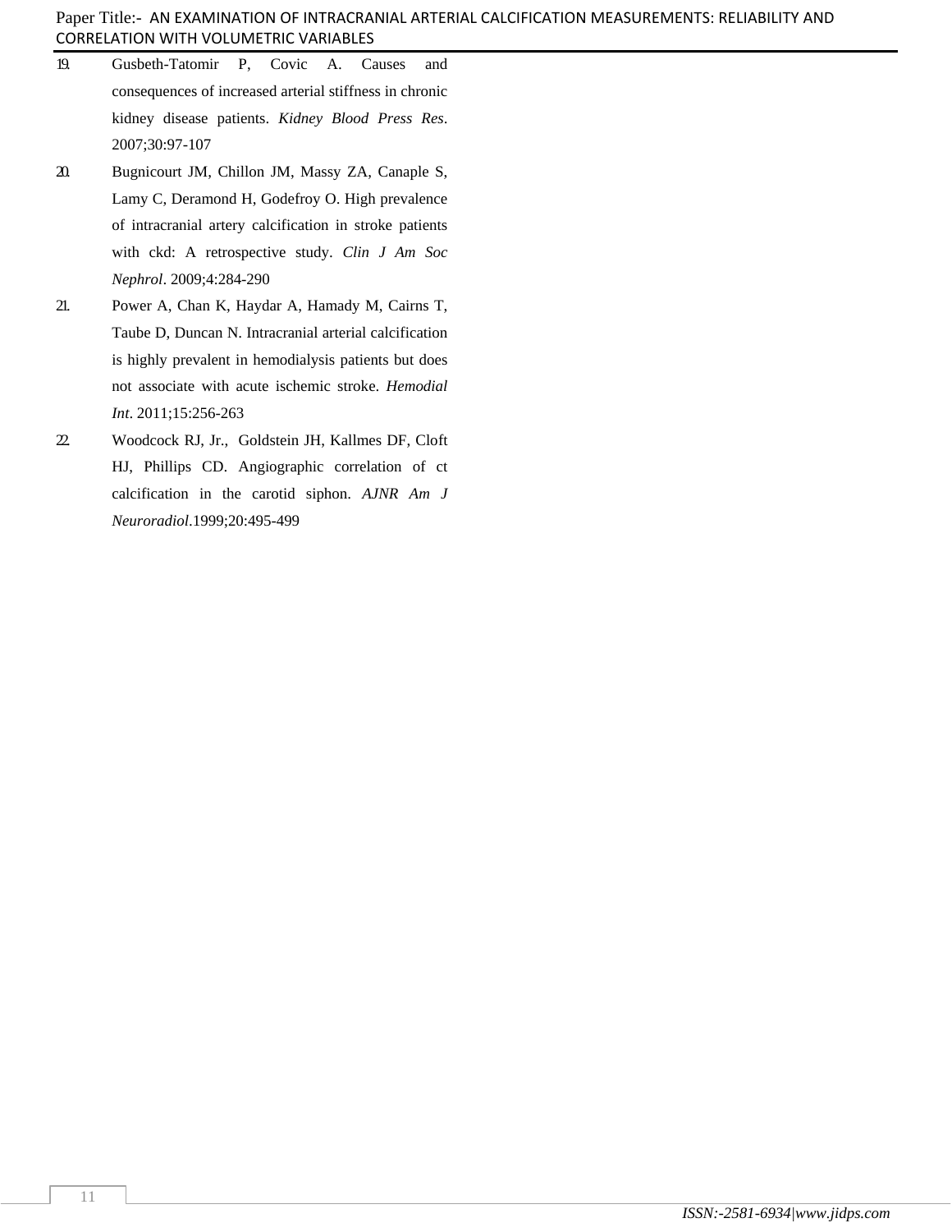19. Gusbeth-Tatomir P, Covic A. Causes and consequences of increased arterial stiffness in chronic kidney disease patients. *Kidney Blood Press Res*. 2007;30:97-107
20. Bugnicourt JM, Chillon JM, Massy ZA, Canaple S, Lamy C, Deramond H, Godefroy O. High prevalence of intracranial artery calcification in stroke patients with ckd: A retrospective study. *Clin J Am Soc Nephrol*. 2009;4:284-290
21. Power A, Chan K, Haydar A, Hamady M, Cairns T, Taube D, Duncan N. Intracranial arterial calcification is highly prevalent in hemodialysis patients but does not associate with acute ischemic stroke. *Hemodial Int*. 2011;15:256-263
22. Woodcock RJ, Jr., Goldstein JH, Kallmes DF, Cloft HJ, Phillips CD. Angiographic correlation of ct calcification in the carotid siphon. *AJNR Am J Neuroradiol*.1999;20:495-499